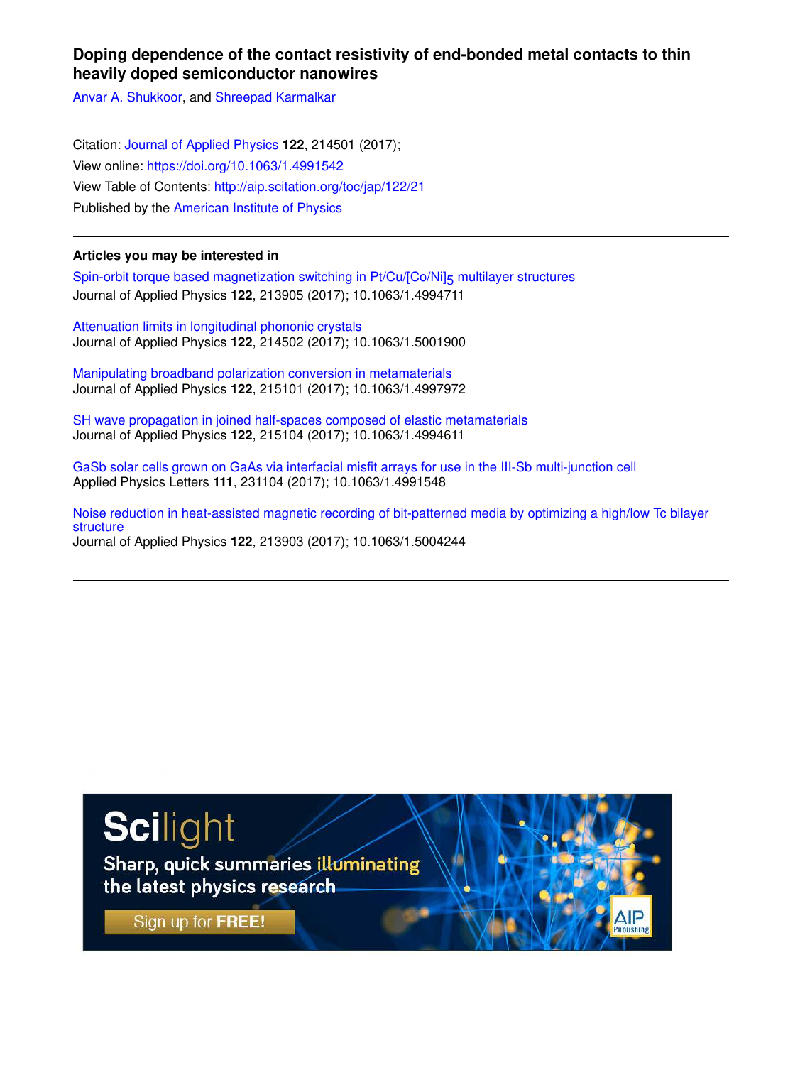# Doping dependence of the contact resistivity of end-bonded metal contacts to thin heavily doped semiconductor nanowires

Anvar A. Shukkoor, and Shreepad Karmalkar

Citation: Journal of Applied Physics **122**, 214501 (2017);
View online: https://doi.org/10.1063/1.4991542
View Table of Contents: http://aip.scitation.org/toc/jap/122/21
Published by the American Institute of Physics

---

**Articles you may be interested in**

Spin-orbit torque based magnetization switching in Pt/Cu/[Co/Ni]$_5$ multilayer structures
Journal of Applied Physics **122**, 213905 (2017); 10.1063/1.4994711

Attenuation limits in longitudinal phononic crystals
Journal of Applied Physics **122**, 214502 (2017); 10.1063/1.5001900

Manipulating broadband polarization conversion in metamaterials
Journal of Applied Physics **122**, 215101 (2017); 10.1063/1.4997972

SH wave propagation in joined half-spaces composed of elastic metamaterials
Journal of Applied Physics **122**, 215104 (2017); 10.1063/1.4994611

GaSb solar cells grown on GaAs via interfacial misfit arrays for use in the III-Sb multi-junction cell
Applied Physics Letters **111**, 231104 (2017); 10.1063/1.4991548

Noise reduction in heat-assisted magnetic recording of bit-patterned media by optimizing a high/low Tc bilayer structure
Journal of Applied Physics **122**, 213903 (2017); 10.1063/1.5004244

---

Scilight
Sharp, quick summaries illuminating the latest physics research
Sign up for FREE!
AIP Publishing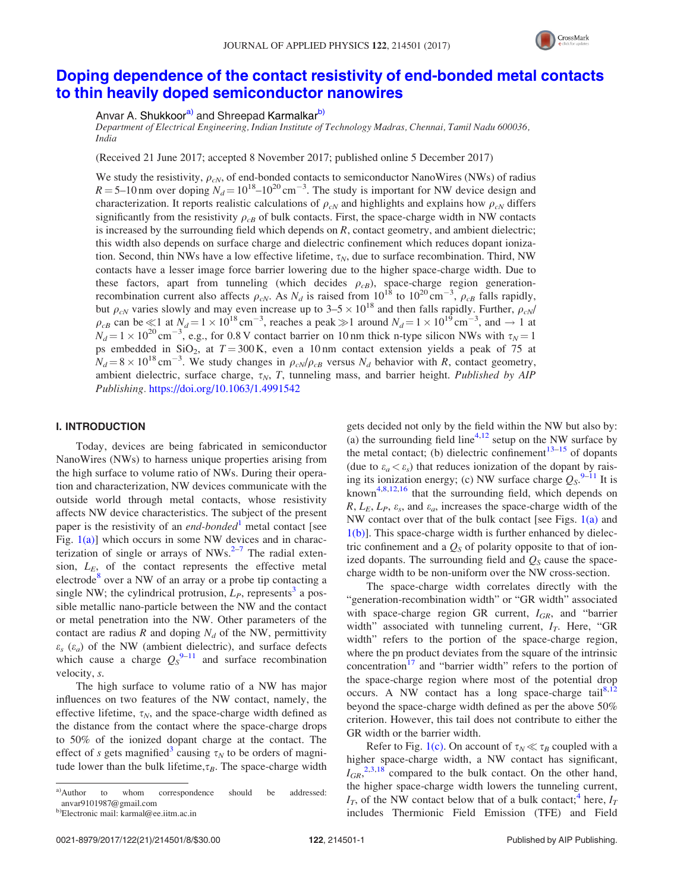# Doping dependence of the contact resistivity of end-bonded metal contacts to thin heavily doped semiconductor nanowires

Anvar A. Shukkoor[a)] and Shreepad Karmalkar[b)]

*Department of Electrical Engineering, Indian Institute of Technology Madras, Chennai, Tamil Nadu 600036, India*

(Received 21 June 2017; accepted 8 November 2017; published online 5 December 2017)

We study the resistivity, $\rho_{cN}$, of end-bonded contacts to semiconductor NanoWires (NWs) of radius $R = 5$–$10\,\text{nm}$ over doping $N_d = 10^{18}$–$10^{20}\,\text{cm}^{-3}$. The study is important for NW device design and characterization. It reports realistic calculations of $\rho_{cN}$ and highlights and explains how $\rho_{cN}$ differs significantly from the resistivity $\rho_{cB}$ of bulk contacts. First, the space-charge width in NW contacts is increased by the surrounding field which depends on $R$, contact geometry, and ambient dielectric; this width also depends on surface charge and dielectric confinement which reduces dopant ionization. Second, thin NWs have a low effective lifetime, $\tau_N$, due to surface recombination. Third, NW contacts have a lesser image force barrier lowering due to the higher space-charge width. Due to these factors, apart from tunneling (which decides $\rho_{cB}$), space-charge region generation-recombination current also affects $\rho_{cN}$. As $N_d$ is raised from $10^{18}$ to $10^{20}\,\text{cm}^{-3}$, $\rho_{cB}$ falls rapidly, but $\rho_{cN}$ varies slowly and may even increase up to $3$–$5 \times 10^{18}$ and then falls rapidly. Further, $\rho_{cN}/\rho_{cB}$ can be $\ll 1$ at $N_d = 1 \times 10^{18}\,\text{cm}^{-3}$, reaches a peak $\gg 1$ around $N_d = 1 \times 10^{19}\,\text{cm}^{-3}$, and $\rightarrow 1$ at $N_d = 1 \times 10^{20}\,\text{cm}^{-3}$, e.g., for 0.8 V contact barrier on 10 nm thick n-type silicon NWs with $\tau_N = 1$ ps embedded in $SiO_2$, at $T = 300\,\text{K}$, even a 10 nm contact extension yields a peak of 75 at $N_d = 8 \times 10^{18}\,\text{cm}^{-3}$. We study changes in $\rho_{cN}/\rho_{cB}$ versus $N_d$ behavior with $R$, contact geometry, ambient dielectric, surface charge, $\tau_N$, $T$, tunneling mass, and barrier height. *Published by AIP Publishing.* https://doi.org/10.1063/1.4991542

## I. INTRODUCTION

Today, devices are being fabricated in semiconductor NanoWires (NWs) to harness unique properties arising from the high surface to volume ratio of NWs. During their operation and characterization, NW devices communicate with the outside world through metal contacts, whose resistivity affects NW device characteristics. The subject of the present paper is the resistivity of an *end-bonded*[1] metal contact [see Fig. 1(a)] which occurs in some NW devices and in characterization of single or arrays of NWs.[2–7] The radial extension, $L_E$, of the contact represents the effective metal electrode[8] over a NW of an array or a probe tip contacting a single NW; the cylindrical protrusion, $L_P$, represents[3] a possible metallic nano-particle between the NW and the contact or metal penetration into the NW. Other parameters of the contact are radius $R$ and doping $N_d$ of the NW, permittivity $\varepsilon_s$ ($\varepsilon_a$) of the NW (ambient dielectric), and surface defects which cause a charge $Q_S$[9–11] and surface recombination velocity, $s$.

The high surface to volume ratio of a NW has major influences on two features of the NW contact, namely, the effective lifetime, $\tau_N$, and the space-charge width defined as the distance from the contact where the space-charge drops to 50% of the ionized dopant charge at the contact. The effect of $s$ gets magnified[3] causing $\tau_N$ to be orders of magnitude lower than the bulk lifetime, $\tau_B$. The space-charge width gets decided not only by the field within the NW but also by: (a) the surrounding field line[4,12] setup on the NW surface by the metal contact; (b) dielectric confinement[13–15] of dopants (due to $\varepsilon_a < \varepsilon_s$) that reduces ionization of the dopant by raising its ionization energy; (c) NW surface charge $Q_S$.[9–11] It is known[4,8,12,16] that the surrounding field, which depends on $R$, $L_E$, $L_P$, $\varepsilon_s$, and $\varepsilon_a$, increases the space-charge width of the NW contact over that of the bulk contact [see Figs. 1(a) and 1(b)]. This space-charge width is further enhanced by dielectric confinement and a $Q_S$ of polarity opposite to that of ionized dopants. The surrounding field and $Q_S$ cause the space-charge width to be non-uniform over the NW cross-section.

The space-charge width correlates directly with the "generation-recombination width" or "GR width" associated with space-charge region GR current, $I_{GR}$, and "barrier width" associated with tunneling current, $I_T$. Here, "GR width" refers to the portion of the space-charge region, where the pn product deviates from the square of the intrinsic concentration[17] and "barrier width" refers to the portion of the space-charge region where most of the potential drop occurs. A NW contact has a long space-charge tail[8,12] beyond the space-charge width defined as per the above 50% criterion. However, this tail does not contribute to either the GR width or the barrier width.

Refer to Fig. 1(c). On account of $\tau_N \ll \tau_B$ coupled with a higher space-charge width, a NW contact has significant, $I_{GR}$,[2,3,18] compared to the bulk contact. On the other hand, the higher space-charge width lowers the tunneling current, $I_T$, of the NW contact below that of a bulk contact;[4] here, $I_T$ includes Thermionic Field Emission (TFE) and Field

---

a)Author to whom correspondence should be addressed: anvar9101987@gmail.com

b)Electronic mail: karmal@ee.iitm.ac.in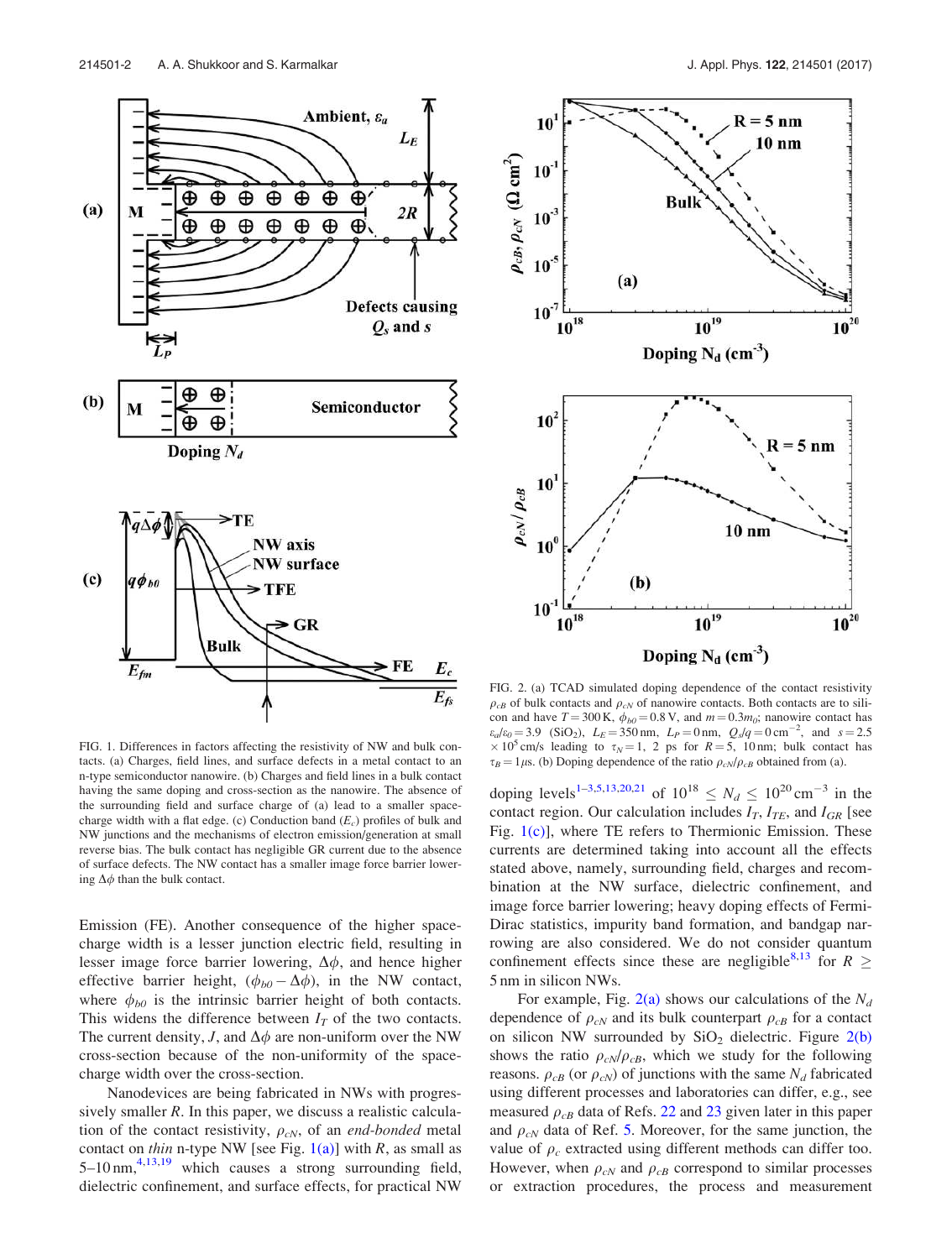FIG. 1. Differences in factors affecting the resistivity of NW and bulk contacts. (a) Charges, field lines, and surface defects in a metal contact to an n-type semiconductor nanowire. (b) Charges and field lines in a bulk contact having the same doping and cross-section as the nanowire. The absence of the surrounding field and surface charge of (a) lead to a smaller space-charge width with a flat edge. (c) Conduction band ($E_c$) profiles of bulk and NW junctions and the mechanisms of electron emission/generation at small reverse bias. The bulk contact has negligible GR current due to the absence of surface defects. The NW contact has a smaller image force barrier lowering $\Delta\phi$ than the bulk contact.

FIG. 2. (a) TCAD simulated doping dependence of the contact resistivity $\rho_{cB}$ of bulk contacts and $\rho_{cN}$ of nanowire contacts. Both contacts are to silicon and have $T = 300$ K, $\phi_{b0} = 0.8$ V, and $m = 0.3m_0$; nanowire contact has $\varepsilon_a/\varepsilon_0 = 3.9$ ($SiO_2$), $L_E = 350$ nm, $L_P = 0$ nm, $Q_s/q = 0\,cm^{-2}$, and $s = 2.5 \times 10^5$ cm/s leading to $\tau_N = 1$, 2 ps for $R = 5$, 10 nm; bulk contact has $\tau_B = 1\,\mu s$. (b) Doping dependence of the ratio $\rho_{cN}/\rho_{cB}$ obtained from (a).

Emission (FE). Another consequence of the higher space-charge width is a lesser junction electric field, resulting in lesser image force barrier lowering, $\Delta\phi$, and hence higher effective barrier height, $(\phi_{b0} - \Delta\phi)$, in the NW contact, where $\phi_{b0}$ is the intrinsic barrier height of both contacts. This widens the difference between $I_T$ of the two contacts. The current density, $J$, and $\Delta\phi$ are non-uniform over the NW cross-section because of the non-uniformity of the space-charge width over the cross-section.

Nanodevices are being fabricated in NWs with progressively smaller $R$. In this paper, we discuss a realistic calculation of the contact resistivity, $\rho_{cN}$, of an *end-bonded* metal contact on *thin* n-type NW [see Fig. 1(a)] with $R$, as small as 5–10 nm,[4,13,19] which causes a strong surrounding field, dielectric confinement, and surface effects, for practical NW doping levels[1–3,5,13,20,21] of $10^{18} \le N_d \le 10^{20}\,cm^{-3}$ in the contact region. Our calculation includes $I_T$, $I_{TE}$, and $I_{GR}$ [see Fig. 1(c)], where TE refers to Thermionic Emission. These currents are determined taking into account all the effects stated above, namely, surrounding field, charges and recombination at the NW surface, dielectric confinement, and image force barrier lowering; heavy doping effects of Fermi-Dirac statistics, impurity band formation, and bandgap narrowing are also considered. We do not consider quantum confinement effects since these are negligible[8,13] for $R \ge$ 5 nm in silicon NWs.

For example, Fig. 2(a) shows our calculations of the $N_d$ dependence of $\rho_{cN}$ and its bulk counterpart $\rho_{cB}$ for a contact on silicon NW surrounded by $SiO_2$ dielectric. Figure 2(b) shows the ratio $\rho_{cN}/\rho_{cB}$, which we study for the following reasons. $\rho_{cB}$ (or $\rho_{cN}$) of junctions with the same $N_d$ fabricated using different processes and laboratories can differ, e.g., see measured $\rho_{cB}$ data of Refs. 22 and 23 given later in this paper and $\rho_{cN}$ data of Ref. 5. Moreover, for the same junction, the value of $\rho_c$ extracted using different methods can differ too. However, when $\rho_{cN}$ and $\rho_{cB}$ correspond to similar processes or extraction procedures, the process and measurement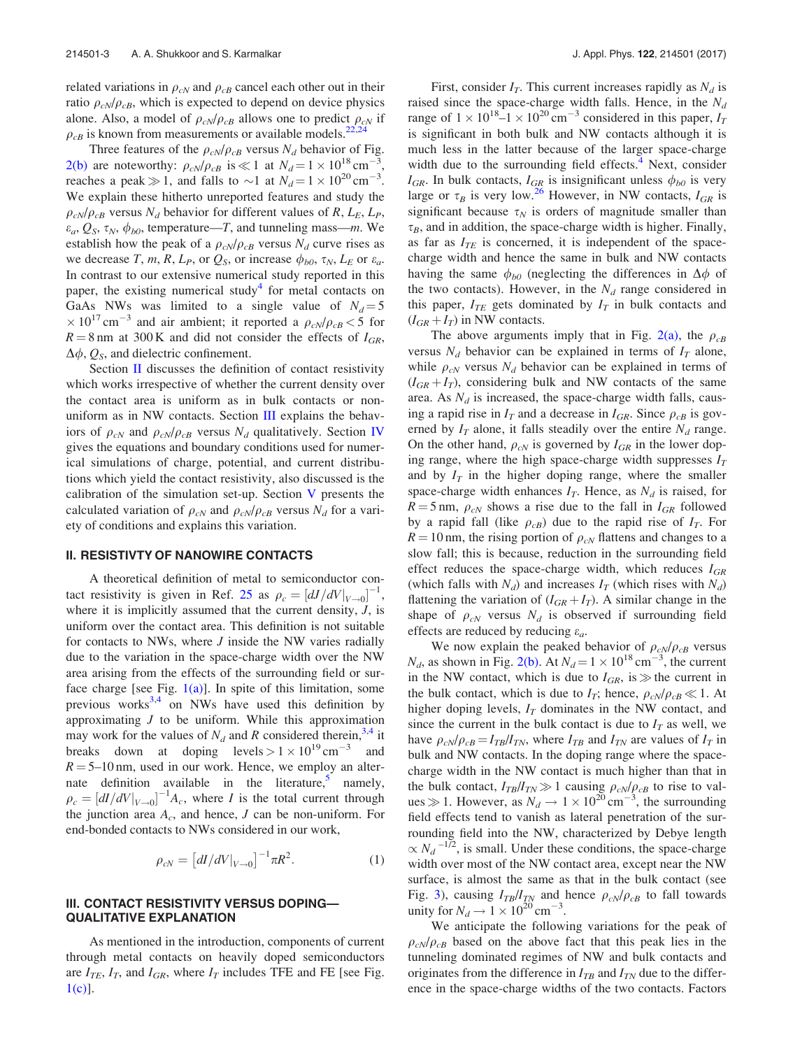related variations in $\rho_{cN}$ and $\rho_{cB}$ cancel each other out in their ratio $\rho_{cN}/\rho_{cB}$, which is expected to depend on device physics alone. Also, a model of $\rho_{cN}/\rho_{cB}$ allows one to predict $\rho_{cN}$ if $\rho_{cB}$ is known from measurements or available models.[22,24]

Three features of the $\rho_{cN}/\rho_{cB}$ versus $N_d$ behavior of Fig. 2(b) are noteworthy: $\rho_{cN}/\rho_{cB}$ is $\ll 1$ at $N_d = 1\times10^{18}\,\text{cm}^{-3}$, reaches a peak $\gg 1$, and falls to $\sim 1$ at $N_d = 1\times10^{20}\,\text{cm}^{-3}$. We explain these hitherto unreported features and study the $\rho_{cN}/\rho_{cB}$ versus $N_d$ behavior for different values of $R$, $L_E$, $L_P$, $\varepsilon_a$, $Q_S$, $\tau_N$, $\phi_{b0}$, temperature—$T$, and tunneling mass—$m$. We establish how the peak of a $\rho_{cN}/\rho_{cB}$ versus $N_d$ curve rises as we decrease $T$, $m$, $R$, $L_P$, or $Q_S$, or increase $\phi_{b0}$, $\tau_N$, $L_E$ or $\varepsilon_a$. In contrast to our extensive numerical study reported in this paper, the existing numerical study[4] for metal contacts on GaAs NWs was limited to a single value of $N_d = 5\times10^{17}\,\text{cm}^{-3}$ and air ambient; it reported a $\rho_{cN}/\rho_{cB} < 5$ for $R = 8\,\text{nm}$ at 300 K and did not consider the effects of $I_{GR}$, $\Delta\phi$, $Q_S$, and dielectric confinement.

Section II discusses the definition of contact resistivity which works irrespective of whether the current density over the contact area is uniform as in bulk contacts or non-uniform as in NW contacts. Section III explains the behaviors of $\rho_{cN}$ and $\rho_{cN}/\rho_{cB}$ versus $N_d$ qualitatively. Section IV gives the equations and boundary conditions used for numerical simulations of charge, potential, and current distributions which yield the contact resistivity, also discussed is the calibration of the simulation set-up. Section V presents the calculated variation of $\rho_{cN}$ and $\rho_{cN}/\rho_{cB}$ versus $N_d$ for a variety of conditions and explains this variation.

## II. RESISTIVTY OF NANOWIRE CONTACTS

A theoretical definition of metal to semiconductor contact resistivity is given in Ref. 25 as $\rho_c = [dJ/dV|_{V\to0}]^{-1}$, where it is implicitly assumed that the current density, $J$, is uniform over the contact area. This definition is not suitable for contacts to NWs, where $J$ inside the NW varies radially due to the variation in the space-charge width over the NW area arising from the effects of the surrounding field or surface charge [see Fig. 1(a)]. In spite of this limitation, some previous works[3,4] on NWs have used this definition by approximating $J$ to be uniform. While this approximation may work for the values of $N_d$ and $R$ considered therein,[3,4] it breaks down at doping levels $> 1\times10^{19}\,\text{cm}^{-3}$ and $R = 5$–$10\,\text{nm}$, used in our work. Hence, we employ an alternate definition available in the literature,[5] namely, $\rho_c = [dI/dV|_{V\to0}]^{-1}A_c$, where $I$ is the total current through the junction area $A_c$, and hence, $J$ can be non-uniform. For end-bonded contacts to NWs considered in our work,

$$\rho_{cN} = \left[dI/dV|_{V\to0}\right]^{-1}\pi R^2. \tag{1}$$

## III. CONTACT RESISTIVITY VERSUS DOPING—QUALITATIVE EXPLANATION

As mentioned in the introduction, components of current through metal contacts on heavily doped semiconductors are $I_{TE}$, $I_T$, and $I_{GR}$, where $I_T$ includes TFE and FE [see Fig. 1(c)].

First, consider $I_T$. This current increases rapidly as $N_d$ is raised since the space-charge width falls. Hence, in the $N_d$ range of $1\times10^{18}$–$1\times10^{20}\,\text{cm}^{-3}$ considered in this paper, $I_T$ is significant in both bulk and NW contacts although it is much less in the latter because of the larger space-charge width due to the surrounding field effects.[4] Next, consider $I_{GR}$. In bulk contacts, $I_{GR}$ is insignificant unless $\phi_{b0}$ is very large or $\tau_B$ is very low.[26] However, in NW contacts, $I_{GR}$ is significant because $\tau_N$ is orders of magnitude smaller than $\tau_B$, and in addition, the space-charge width is higher. Finally, as far as $I_{TE}$ is concerned, it is independent of the space-charge width and hence the same in bulk and NW contacts having the same $\phi_{b0}$ (neglecting the differences in $\Delta\phi$ of the two contacts). However, in the $N_d$ range considered in this paper, $I_{TE}$ gets dominated by $I_T$ in bulk contacts and $(I_{GR} + I_T)$ in NW contacts.

The above arguments imply that in Fig. 2(a), the $\rho_{cB}$ versus $N_d$ behavior can be explained in terms of $I_T$ alone, while $\rho_{cN}$ versus $N_d$ behavior can be explained in terms of $(I_{GR} + I_T)$, considering bulk and NW contacts of the same area. As $N_d$ is increased, the space-charge width falls, causing a rapid rise in $I_T$ and a decrease in $I_{GR}$. Since $\rho_{cB}$ is governed by $I_T$ alone, it falls steadily over the entire $N_d$ range. On the other hand, $\rho_{cN}$ is governed by $I_{GR}$ in the lower doping range, where the high space-charge width suppresses $I_T$ and by $I_T$ in the higher doping range, where the smaller space-charge width enhances $I_T$. Hence, as $N_d$ is raised, for $R = 5\,\text{nm}$, $\rho_{cN}$ shows a rise due to the fall in $I_{GR}$ followed by a rapid fall (like $\rho_{cB}$) due to the rapid rise of $I_T$. For $R = 10\,\text{nm}$, the rising portion of $\rho_{cN}$ flattens and changes to a slow fall; this is because, reduction in the surrounding field effect reduces the space-charge width, which reduces $I_{GR}$ (which falls with $N_d$) and increases $I_T$ (which rises with $N_d$) flattening the variation of $(I_{GR} + I_T)$. A similar change in the shape of $\rho_{cN}$ versus $N_d$ is observed if surrounding field effects are reduced by reducing $\varepsilon_a$.

We now explain the peaked behavior of $\rho_{cN}/\rho_{cB}$ versus $N_d$, as shown in Fig. 2(b). At $N_d = 1\times10^{18}\,\text{cm}^{-3}$, the current in the NW contact, which is due to $I_{GR}$, is $\gg$ the current in the bulk contact, which is due to $I_T$; hence, $\rho_{cN}/\rho_{cB} \ll 1$. At higher doping levels, $I_T$ dominates in the NW contact, and since the current in the bulk contact is due to $I_T$ as well, we have $\rho_{cN}/\rho_{cB} = I_{TB}/I_{TN}$, where $I_{TB}$ and $I_{TN}$ are values of $I_T$ in bulk and NW contacts. In the doping range where the space-charge width in the NW contact is much higher than that in the bulk contact, $I_{TB}/I_{TN} \gg 1$ causing $\rho_{cN}/\rho_{cB}$ to rise to values $\gg 1$. However, as $N_d \to 1\times10^{20}\,\text{cm}^{-3}$, the surrounding field effects tend to vanish as lateral penetration of the surrounding field into the NW, characterized by Debye length $\propto N_d^{-1/2}$, is small. Under these conditions, the space-charge width over most of the NW contact area, except near the NW surface, is almost the same as that in the bulk contact (see Fig. 3), causing $I_{TB}/I_{TN}$ and hence $\rho_{cN}/\rho_{cB}$ to fall towards unity for $N_d \to 1\times10^{20}\,\text{cm}^{-3}$.

We anticipate the following variations for the peak of $\rho_{cN}/\rho_{cB}$ based on the above fact that this peak lies in the tunneling dominated regimes of NW and bulk contacts and originates from the difference in $I_{TB}$ and $I_{TN}$ due to the difference in the space-charge widths of the two contacts. Factors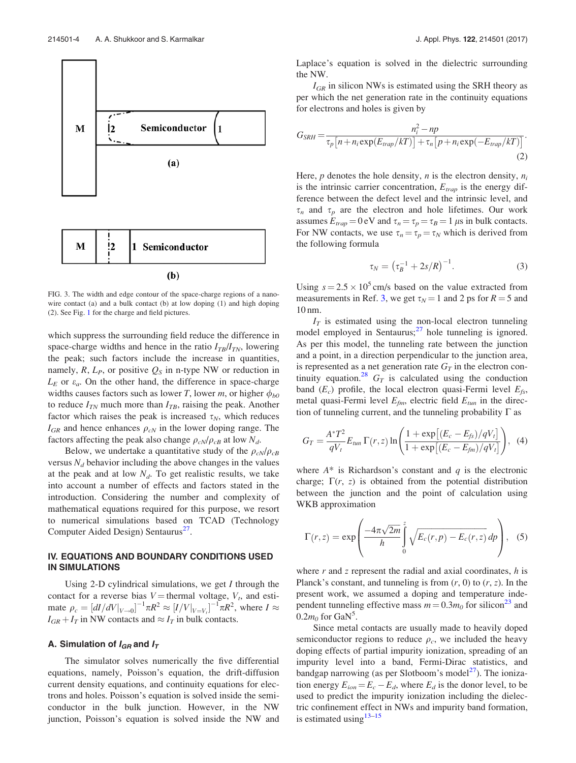FIG. 3. The width and edge contour of the space-charge regions of a nanowire contact (a) and a bulk contact (b) at low doping (1) and high doping (2). See Fig. 1 for the charge and field pictures.

which suppress the surrounding field reduce the difference in space-charge widths and hence in the ratio $I_{TB}/I_{TN}$, lowering the peak; such factors include the increase in quantities, namely, $R$, $L_P$, or positive $Q_S$ in n-type NW or reduction in $L_E$ or $\varepsilon_a$. On the other hand, the difference in space-charge widths causes factors such as lower $T$, lower $m$, or higher $\phi_{b0}$ to reduce $I_{TN}$ much more than $I_{TB}$, raising the peak. Another factor which raises the peak is increased $\tau_N$, which reduces $I_{GR}$ and hence enhances $\rho_{cN}$ in the lower doping range. The factors affecting the peak also change $\rho_{cN}/\rho_{cB}$ at low $N_d$.

Below, we undertake a quantitative study of the $\rho_{cN}/\rho_{cB}$ versus $N_d$ behavior including the above changes in the values at the peak and at low $N_d$. To get realistic results, we take into account a number of effects and factors stated in the introduction. Considering the number and complexity of mathematical equations required for this purpose, we resort to numerical simulations based on TCAD (Technology Computer Aided Design) Sentaurus[27].

## IV. EQUATIONS AND BOUNDARY CONDITIONS USED IN SIMULATIONS

Using 2-D cylindrical simulations, we get $I$ through the contact for a reverse bias $V =$ thermal voltage, $V_t$, and estimate $\rho_c = [dI/dV|_{V\to 0}]^{-1}\pi R^2 \approx [I/V|_{V=V_t}]^{-1}\pi R^2$, where $I \approx I_{GR} + I_T$ in NW contacts and $\approx I_T$ in bulk contacts.

### A. Simulation of $I_{GR}$ and $I_T$

The simulator solves numerically the five differential equations, namely, Poisson's equation, the drift-diffusion current density equations, and continuity equations for electrons and holes. Poisson's equation is solved inside the semiconductor in the bulk junction. However, in the NW junction, Poisson's equation is solved inside the NW and Laplace's equation is solved in the dielectric surrounding the NW.

$I_{GR}$ in silicon NWs is estimated using the SRH theory as per which the net generation rate in the continuity equations for electrons and holes is given by

$$G_{SRH} = \frac{n_i^2 - np}{\tau_p\left[n + n_i \exp(E_{trap}/kT)\right] + \tau_n\left[p + n_i \exp(-E_{trap}/kT)\right]}. \quad (2)$$

Here, $p$ denotes the hole density, $n$ is the electron density, $n_i$ is the intrinsic carrier concentration, $E_{trap}$ is the energy difference between the defect level and the intrinsic level, and $\tau_n$ and $\tau_p$ are the electron and hole lifetimes. Our work assumes $E_{trap} = 0$ eV and $\tau_n = \tau_p = \tau_B = 1\ \mu$s in bulk contacts. For NW contacts, we use $\tau_n = \tau_p = \tau_N$ which is derived from the following formula

$$\tau_N = \left(\tau_B^{-1} + 2s/R\right)^{-1}. \quad (3)$$

Using $s = 2.5 \times 10^5$ cm/s based on the value extracted from measurements in Ref. 3, we get $\tau_N = 1$ and 2 ps for $R = 5$ and 10 nm.

$I_T$ is estimated using the non-local electron tunneling model employed in Sentaurus;[27] hole tunneling is ignored. As per this model, the tunneling rate between the junction and a point, in a direction perpendicular to the junction area, is represented as a net generation rate $G_T$ in the electron continuity equation.[28] $G_T$ is calculated using the conduction band ($E_c$) profile, the local electron quasi-Fermi level $E_{fs}$, metal quasi-Fermi level $E_{fm}$, electric field $E_{tun}$ in the direction of tunneling current, and the tunneling probability $\Gamma$ as

$$G_T = \frac{A^* T^2}{qV_t} E_{tun}\, \Gamma(r, z) \ln\left(\frac{1 + \exp\left[(E_c - E_{fs})/qV_t\right]}{1 + \exp\left[(E_c - E_{fm})/qV_t\right]}\right), \quad (4)$$

where $A^*$ is Richardson's constant and $q$ is the electronic charge; $\Gamma(r, z)$ is obtained from the potential distribution between the junction and the point of calculation using WKB approximation

$$\Gamma(r, z) = \exp\left(\frac{-4\pi\sqrt{2m}}{h} \int_0^z \sqrt{E_c(r, p) - E_c(r, z)}\, dp\right), \quad (5)$$

where $r$ and $z$ represent the radial and axial coordinates, $h$ is Planck's constant, and tunneling is from $(r, 0)$ to $(r, z)$. In the present work, we assumed a doping and temperature independent tunneling effective mass $m = 0.3m_0$ for silicon[23] and $0.2m_0$ for GaN[5].

Since metal contacts are usually made to heavily doped semiconductor regions to reduce $\rho_c$, we included the heavy doping effects of partial impurity ionization, spreading of an impurity level into a band, Fermi-Dirac statistics, and bandgap narrowing (as per Slotboom's model[27]). The ionization energy $E_{ion} = E_c - E_d$, where $E_d$ is the donor level, to be used to predict the impurity ionization including the dielectric confinement effect in NWs and impurity band formation, is estimated using[13–15]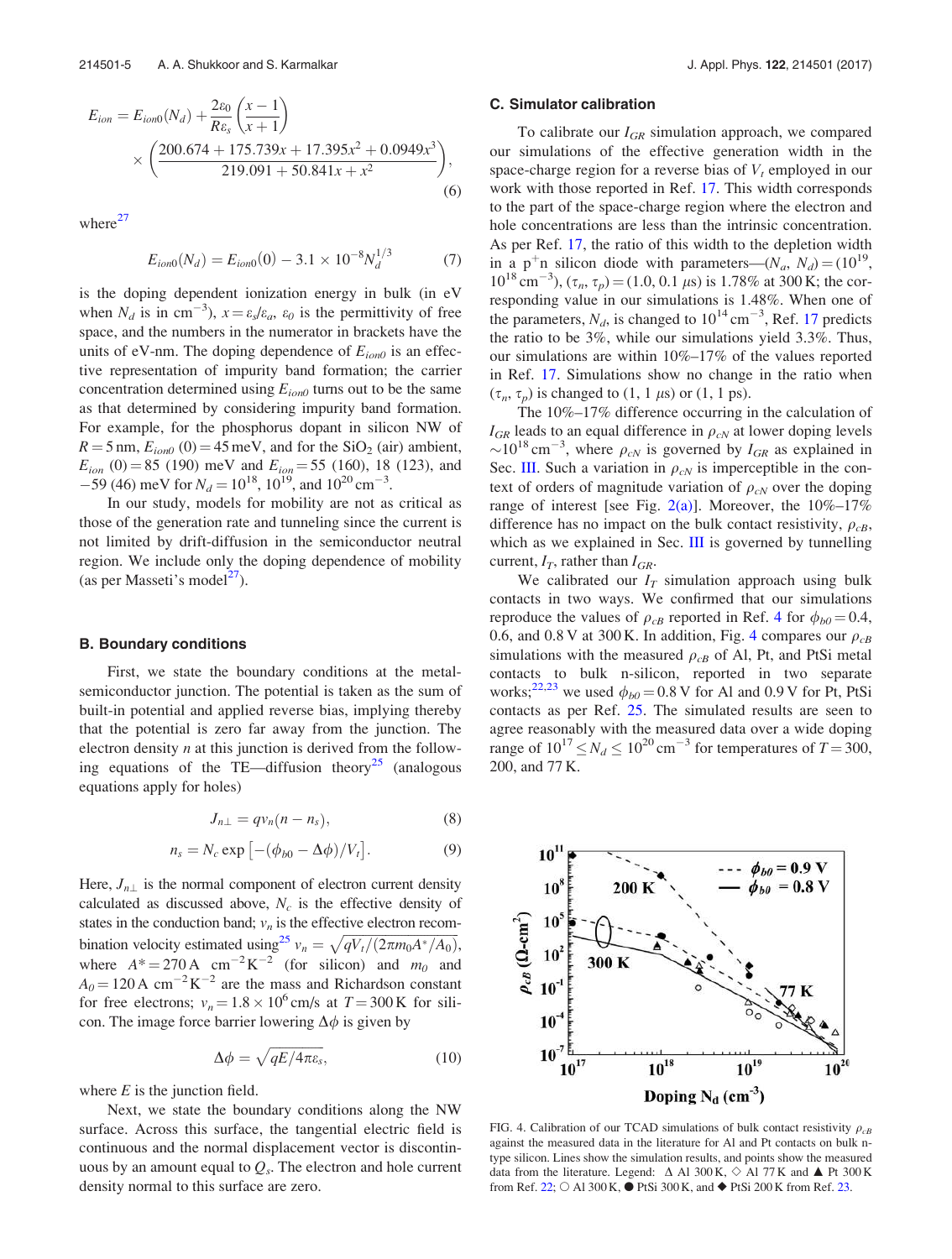$$E_{ion} = E_{ion0}(N_d) + \frac{2\varepsilon_0}{R\varepsilon_s}\left(\frac{x-1}{x+1}\right) \times \left(\frac{200.674 + 175.739x + 17.395x^2 + 0.0949x^3}{219.091 + 50.841x + x^2}\right), \tag{6}$$

where[27]

$$E_{ion0}(N_d) = E_{ion0}(0) - 3.1 \times 10^{-8} N_d^{1/3} \tag{7}$$

is the doping dependent ionization energy in bulk (in eV when $N_d$ is in cm$^{-3}$), $x = \varepsilon_s/\varepsilon_a$, $\varepsilon_0$ is the permittivity of free space, and the numbers in the numerator in brackets have the units of eV-nm. The doping dependence of $E_{ion0}$ is an effective representation of impurity band formation; the carrier concentration determined using $E_{ion0}$ turns out to be the same as that determined by considering impurity band formation. For example, for the phosphorus dopant in silicon NW of $R = 5$ nm, $E_{ion0}$ (0) = 45 meV, and for the $SiO_2$ (air) ambient, $E_{ion}$ (0) = 85 (190) meV and $E_{ion}$ = 55 (160), 18 (123), and −59 (46) meV for $N_d = 10^{18}$, $10^{19}$, and $10^{20}$ cm$^{-3}$.

In our study, models for mobility are not as critical as those of the generation rate and tunneling since the current is not limited by drift-diffusion in the semiconductor neutral region. We include only the doping dependence of mobility (as per Masseti's model[27]).

## B. Boundary conditions

First, we state the boundary conditions at the metal-semiconductor junction. The potential is taken as the sum of built-in potential and applied reverse bias, implying thereby that the potential is zero far away from the junction. The electron density $n$ at this junction is derived from the following equations of the TE—diffusion theory[25] (analogous equations apply for holes)

$$J_{n\perp} = qv_n(n - n_s), \tag{8}$$

$$n_s = N_c \exp\left[-(\phi_{b0} - \Delta\phi)/V_t\right]. \tag{9}$$

Here, $J_{n\perp}$ is the normal component of electron current density calculated as discussed above, $N_c$ is the effective density of states in the conduction band; $v_n$ is the effective electron recombination velocity estimated using[25] $v_n = \sqrt{qV_t/(2\pi m_0 A^*/A_0)}$, where $A^* = 270$ A cm$^{-2}$K$^{-2}$ (for silicon) and $m_0$ and $A_0 = 120$ A cm$^{-2}$K$^{-2}$ are the mass and Richardson constant for free electrons; $v_n = 1.8 \times 10^6$ cm/s at $T = 300$ K for silicon. The image force barrier lowering $\Delta\phi$ is given by

$$\Delta\phi = \sqrt{qE/4\pi\varepsilon_s}, \tag{10}$$

where $E$ is the junction field.

Next, we state the boundary conditions along the NW surface. Across this surface, the tangential electric field is continuous and the normal displacement vector is discontinuous by an amount equal to $Q_s$. The electron and hole current density normal to this surface are zero.

## C. Simulator calibration

To calibrate our $I_{GR}$ simulation approach, we compared our simulations of the effective generation width in the space-charge region for a reverse bias of $V_t$ employed in our work with those reported in Ref. 17. This width corresponds to the part of the space-charge region where the electron and hole concentrations are less than the intrinsic concentration. As per Ref. 17, the ratio of this width to the depletion width in a p$^+$n silicon diode with parameters—($N_a$, $N_d$) = ($10^{19}$, $10^{18}$ cm$^{-3}$), ($\tau_n$, $\tau_p$) = (1.0, 0.1 μs) is 1.78% at 300 K; the corresponding value in our simulations is 1.48%. When one of the parameters, $N_d$, is changed to $10^{14}$ cm$^{-3}$, Ref. 17 predicts the ratio to be 3%, while our simulations yield 3.3%. Thus, our simulations are within 10%–17% of the values reported in Ref. 17. Simulations show no change in the ratio when ($\tau_n$, $\tau_p$) is changed to (1, 1 μs) or (1, 1 ps).

The 10%–17% difference occurring in the calculation of $I_{GR}$ leads to an equal difference in $\rho_{cN}$ at lower doping levels ~$10^{18}$ cm$^{-3}$, where $\rho_{cN}$ is governed by $I_{GR}$ as explained in Sec. III. Such a variation in $\rho_{cN}$ is imperceptible in the context of orders of magnitude variation of $\rho_{cN}$ over the doping range of interest [see Fig. 2(a)]. Moreover, the 10%–17% difference has no impact on the bulk contact resistivity, $\rho_{cB}$, which as we explained in Sec. III is governed by tunnelling current, $I_T$, rather than $I_{GR}$.

We calibrated our $I_T$ simulation approach using bulk contacts in two ways. We confirmed that our simulations reproduce the values of $\rho_{cB}$ reported in Ref. 4 for $\phi_{b0} = 0.4$, 0.6, and 0.8 V at 300 K. In addition, Fig. 4 compares our $\rho_{cB}$ simulations with the measured $\rho_{cB}$ of Al, Pt, and PtSi metal contacts to bulk n-silicon, reported in two separate works;[22,23] we used $\phi_{b0} = 0.8$ V for Al and 0.9 V for Pt, PtSi contacts as per Ref. 25. The simulated results are seen to agree reasonably with the measured data over a wide doping range of $10^{17} \le N_d \le 10^{20}$ cm$^{-3}$ for temperatures of $T = 300$, 200, and 77 K.

FIG. 4. Calibration of our TCAD simulations of bulk contact resistivity $\rho_{cB}$ against the measured data in the literature for Al and Pt contacts on bulk n-type silicon. Lines show the simulation results, and points show the measured data from the literature. Legend: △ Al 300 K, ◇ Al 77 K and ▲ Pt 300 K from Ref. 22; ○ Al 300 K, ● PtSi 300 K, and ◆ PtSi 200 K from Ref. 23.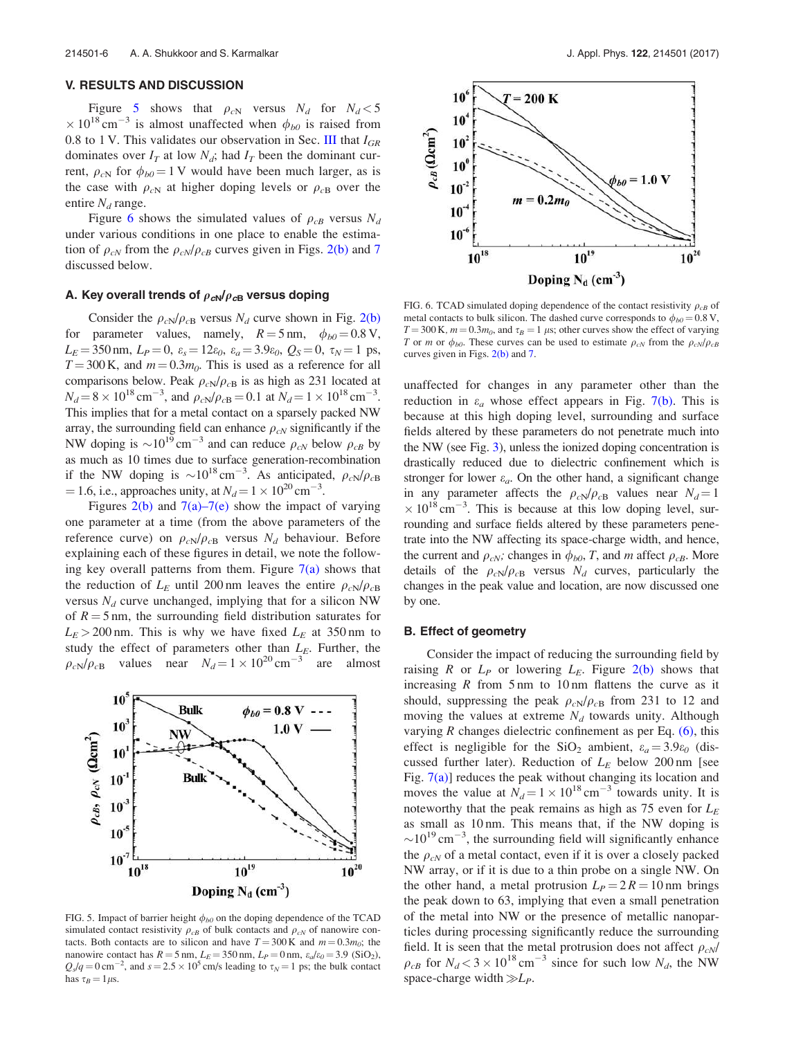## V. RESULTS AND DISCUSSION

Figure 5 shows that $\rho_{cN}$ versus $N_d$ for $N_d < 5 \times 10^{18}\,\text{cm}^{-3}$ is almost unaffected when $\phi_{b0}$ is raised from 0.8 to 1 V. This validates our observation in Sec. III that $I_{GR}$ dominates over $I_T$ at low $N_d$; had $I_T$ been the dominant current, $\rho_{cN}$ for $\phi_{b0} = 1$ V would have been much larger, as is the case with $\rho_{cN}$ at higher doping levels or $\rho_{cB}$ over the entire $N_d$ range.

Figure 6 shows the simulated values of $\rho_{cB}$ versus $N_d$ under various conditions in one place to enable the estimation of $\rho_{cN}$ from the $\rho_{cN}/\rho_{cB}$ curves given in Figs. 2(b) and 7 discussed below.

### A. Key overall trends of $\rho_{cN}/\rho_{cB}$ versus doping

Consider the $\rho_{cN}/\rho_{cB}$ versus $N_d$ curve shown in Fig. 2(b) for parameter values, namely, $R = 5$ nm, $\phi_{b0} = 0.8$ V, $L_E = 350$ nm, $L_P = 0$, $\varepsilon_s = 12\varepsilon_0$, $\varepsilon_a = 3.9\varepsilon_0$, $Q_S = 0$, $\tau_N = 1$ ps, $T = 300$ K, and $m = 0.3m_0$. This is used as a reference for all comparisons below. Peak $\rho_{cN}/\rho_{cB}$ is as high as 231 located at $N_d = 8 \times 10^{18}\,\text{cm}^{-3}$, and $\rho_{cN}/\rho_{cB} = 0.1$ at $N_d = 1 \times 10^{18}\,\text{cm}^{-3}$. This implies that for a metal contact on a sparsely packed NW array, the surrounding field can enhance $\rho_{cN}$ significantly if the NW doping is $\sim 10^{19}\,\text{cm}^{-3}$ and can reduce $\rho_{cN}$ below $\rho_{cB}$ by as much as 10 times due to surface generation-recombination if the NW doping is $\sim 10^{18}\,\text{cm}^{-3}$. As anticipated, $\rho_{cN}/\rho_{cB} = 1.6$, i.e., approaches unity, at $N_d = 1 \times 10^{20}\,\text{cm}^{-3}$.

Figures 2(b) and 7(a)–7(e) show the impact of varying one parameter at a time (from the above parameters of the reference curve) on $\rho_{cN}/\rho_{cB}$ versus $N_d$ behaviour. Before explaining each of these figures in detail, we note the following key overall patterns from them. Figure 7(a) shows that the reduction of $L_E$ until 200 nm leaves the entire $\rho_{cN}/\rho_{cB}$ versus $N_d$ curve unchanged, implying that for a silicon NW of $R = 5$ nm, the surrounding field distribution saturates for $L_E > 200$ nm. This is why we have fixed $L_E$ at 350 nm to study the effect of parameters other than $L_E$. Further, the $\rho_{cN}/\rho_{cB}$ values near $N_d = 1 \times 10^{20}\,\text{cm}^{-3}$ are almost unaffected for changes in any parameter other than the reduction in $\varepsilon_a$ whose effect appears in Fig. 7(b). This is because at this high doping level, surrounding and surface fields altered by these parameters do not penetrate much into the NW (see Fig. 3), unless the ionized doping concentration is drastically reduced due to dielectric confinement which is stronger for lower $\varepsilon_a$. On the other hand, a significant change in any parameter affects the $\rho_{cN}/\rho_{cB}$ values near $N_d = 1 \times 10^{18}\,\text{cm}^{-3}$. This is because at this low doping level, surrounding and surface fields altered by these parameters penetrate into the NW affecting its space-charge width, and hence, the current and $\rho_{cN}$; changes in $\phi_{b0}$, $T$, and $m$ affect $\rho_{cB}$. More details of the $\rho_{cN}/\rho_{cB}$ versus $N_d$ curves, particularly the changes in the peak value and location, are now discussed one by one.

FIG. 5. Impact of barrier height $\phi_{b0}$ on the doping dependence of the TCAD simulated contact resistivity $\rho_{cB}$ of bulk contacts and $\rho_{cN}$ of nanowire contacts. Both contacts are to silicon and have $T = 300$ K and $m = 0.3m_0$; the nanowire contact has $R = 5$ nm, $L_E = 350$ nm, $L_P = 0$ nm, $\varepsilon_a/\varepsilon_0 = 3.9$ ($SiO_2$), $Q_s/q = 0\,\text{cm}^{-2}$, and $s = 2.5 \times 10^5$ cm/s leading to $\tau_N = 1$ ps; the bulk contact has $\tau_B = 1\,\mu$s.

FIG. 6. TCAD simulated doping dependence of the contact resistivity $\rho_{cB}$ of metal contacts to bulk silicon. The dashed curve corresponds to $\phi_{b0} = 0.8$ V, $T = 300$ K, $m = 0.3m_0$, and $\tau_B = 1\,\mu$s; other curves show the effect of varying $T$ or $m$ or $\phi_{b0}$. These curves can be used to estimate $\rho_{cN}$ from the $\rho_{cN}/\rho_{cB}$ curves given in Figs. 2(b) and 7.

### B. Effect of geometry

Consider the impact of reducing the surrounding field by raising $R$ or $L_P$ or lowering $L_E$. Figure 2(b) shows that increasing $R$ from 5 nm to 10 nm flattens the curve as it should, suppressing the peak $\rho_{cN}/\rho_{cB}$ from 231 to 12 and moving the values at extreme $N_d$ towards unity. Although varying $R$ changes dielectric confinement as per Eq. (6), this effect is negligible for the $SiO_2$ ambient, $\varepsilon_a = 3.9\varepsilon_0$ (discussed further later). Reduction of $L_E$ below 200 nm [see Fig. 7(a)] reduces the peak without changing its location and moves the value at $N_d = 1 \times 10^{18}\,\text{cm}^{-3}$ towards unity. It is noteworthy that the peak remains as high as 75 even for $L_E$ as small as 10 nm. This means that, if the NW doping is $\sim 10^{19}\,\text{cm}^{-3}$, the surrounding field will significantly enhance the $\rho_{cN}$ of a metal contact, even if it is over a closely packed NW array, or if it is due to a thin probe on a single NW. On the other hand, a metal protrusion $L_P = 2R = 10$ nm brings the peak down to 63, implying that even a small penetration of the metal into NW or the presence of metallic nanoparticles during processing significantly reduce the surrounding field. It is seen that the metal protrusion does not affect $\rho_{cN}/\rho_{cB}$ for $N_d < 3 \times 10^{18}\,\text{cm}^{-3}$ since for such low $N_d$, the NW space-charge width $\gg L_P$.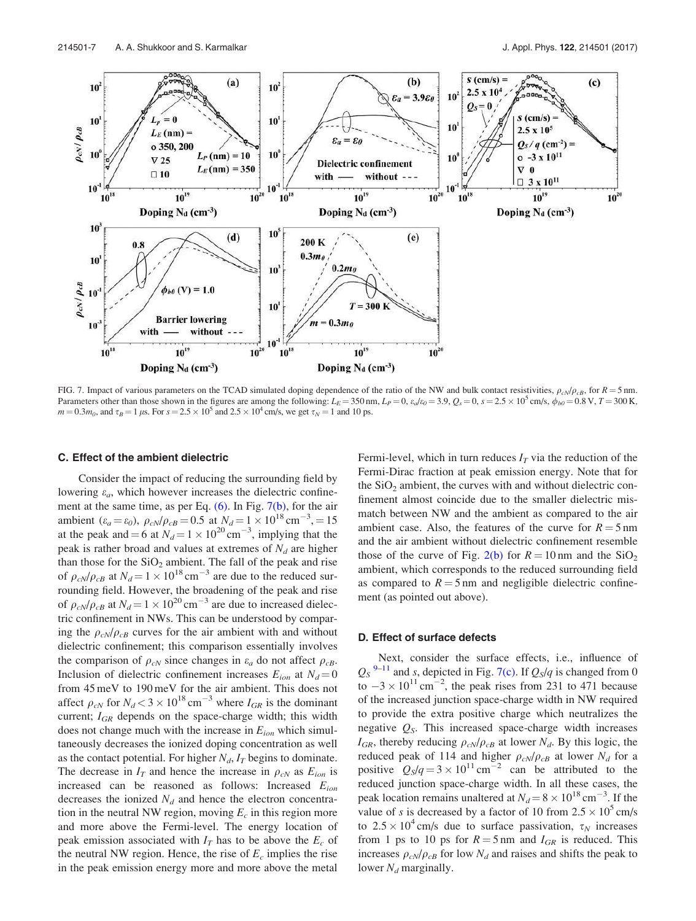FIG. 7. Impact of various parameters on the TCAD simulated doping dependence of the ratio of the NW and bulk contact resistivities, $\rho_{cN}/\rho_{cB}$, for $R = 5$ nm. Parameters other than those shown in the figures are among the following: $L_E = 350$ nm, $L_P = 0$, $\varepsilon_a/\varepsilon_0 = 3.9$, $Q_s = 0$, $s = 2.5 \times 10^5$ cm/s, $\phi_{b0} = 0.8$ V, $T = 300$ K, $m = 0.3m_0$, and $\tau_B = 1\ \mu$s. For $s = 2.5 \times 10^5$ and $2.5 \times 10^4$ cm/s, we get $\tau_N = 1$ and 10 ps.

### C. Effect of the ambient dielectric

Consider the impact of reducing the surrounding field by lowering $\varepsilon_a$, which however increases the dielectric confinement at the same time, as per Eq. (6). In Fig. 7(b), for the air ambient ($\varepsilon_a = \varepsilon_0$), $\rho_{cN}/\rho_{cB} = 0.5$ at $N_d = 1 \times 10^{18}\ \mathrm{cm}^{-3}$, $= 15$ at the peak and $= 6$ at $N_d = 1 \times 10^{20}\ \mathrm{cm}^{-3}$, implying that the peak is rather broad and values at extremes of $N_d$ are higher than those for the $SiO_2$ ambient. The fall of the peak and rise of $\rho_{cN}/\rho_{cB}$ at $N_d = 1 \times 10^{18}\ \mathrm{cm}^{-3}$ are due to the reduced surrounding field. However, the broadening of the peak and rise of $\rho_{cN}/\rho_{cB}$ at $N_d = 1 \times 10^{20}\ \mathrm{cm}^{-3}$ are due to increased dielectric confinement in NWs. This can be understood by comparing the $\rho_{cN}/\rho_{cB}$ curves for the air ambient with and without dielectric confinement; this comparison essentially involves the comparison of $\rho_{cN}$ since changes in $\varepsilon_a$ do not affect $\rho_{cB}$. Inclusion of dielectric confinement increases $E_{ion}$ at $N_d = 0$ from 45 meV to 190 meV for the air ambient. This does not affect $\rho_{cN}$ for $N_d < 3 \times 10^{18}\ \mathrm{cm}^{-3}$ where $I_{GR}$ is the dominant current; $I_{GR}$ depends on the space-charge width; this width does not change much with the increase in $E_{ion}$ which simultaneously decreases the ionized doping concentration as well as the contact potential. For higher $N_d$, $I_T$ begins to dominate. The decrease in $I_T$ and hence the increase in $\rho_{cN}$ as $E_{ion}$ is increased can be reasoned as follows: Increased $E_{ion}$ decreases the ionized $N_d$ and hence the electron concentration in the neutral NW region, moving $E_c$ in this region more and more above the Fermi-level. The energy location of peak emission associated with $I_T$ has to be above the $E_c$ of the neutral NW region. Hence, the rise of $E_c$ implies the rise in the peak emission energy more and more above the metal Fermi-level, which in turn reduces $I_T$ via the reduction of the Fermi-Dirac fraction at peak emission energy. Note that for the $SiO_2$ ambient, the curves with and without dielectric confinement almost coincide due to the smaller dielectric mismatch between NW and the ambient as compared to the air ambient case. Also, the features of the curve for $R = 5$ nm and the air ambient without dielectric confinement resemble those of the curve of Fig. 2(b) for $R = 10$ nm and the $SiO_2$ ambient, which corresponds to the reduced surrounding field as compared to $R = 5$ nm and negligible dielectric confinement (as pointed out above).

### D. Effect of surface defects

Next, consider the surface effects, i.e., influence of $Q_S$ [9–11] and $s$, depicted in Fig. 7(c). If $Q_S/q$ is changed from 0 to $-3 \times 10^{11}\ \mathrm{cm}^{-2}$, the peak rises from 231 to 471 because of the increased junction space-charge width in NW required to provide the extra positive charge which neutralizes the negative $Q_S$. This increased space-charge width increases $I_{GR}$, thereby reducing $\rho_{cN}/\rho_{cB}$ at lower $N_d$. By this logic, the reduced peak of 114 and higher $\rho_{cN}/\rho_{cB}$ at lower $N_d$ for a positive $Q_S/q = 3 \times 10^{11}\ \mathrm{cm}^{-2}$ can be attributed to the reduced junction space-charge width. In all these cases, the peak location remains unaltered at $N_d = 8 \times 10^{18}\ \mathrm{cm}^{-3}$. If the value of $s$ is decreased by a factor of 10 from $2.5 \times 10^5$ cm/s to $2.5 \times 10^4$ cm/s due to surface passivation, $\tau_N$ increases from 1 ps to 10 ps for $R = 5$ nm and $I_{GR}$ is reduced. This increases $\rho_{cN}/\rho_{cB}$ for low $N_d$ and raises and shifts the peak to lower $N_d$ marginally.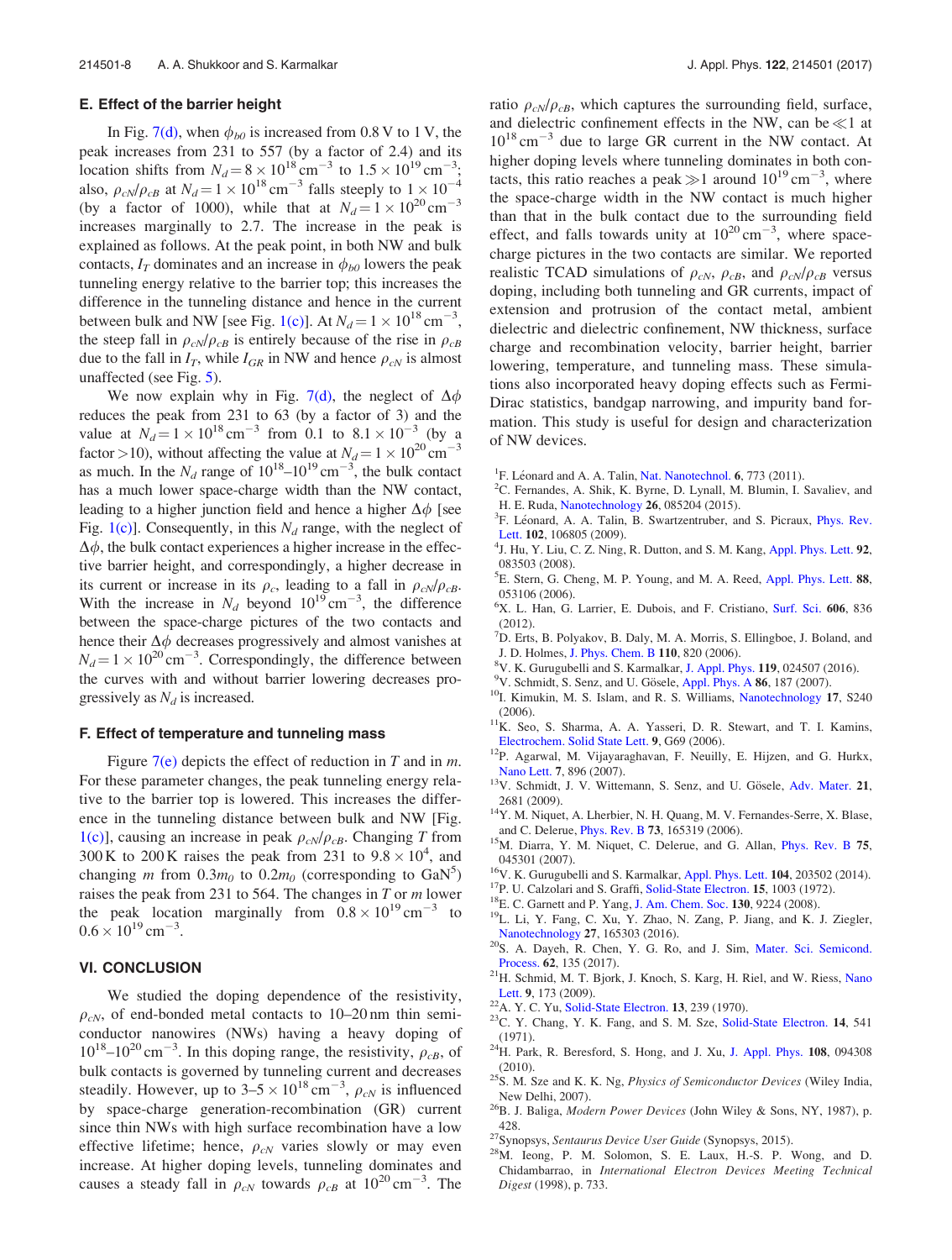### E. Effect of the barrier height

In Fig. 7(d), when $\phi_{b0}$ is increased from 0.8 V to 1 V, the peak increases from 231 to 557 (by a factor of 2.4) and its location shifts from $N_d = 8\times10^{18}\,\mathrm{cm^{-3}}$ to $1.5\times10^{19}\,\mathrm{cm^{-3}}$; also, $\rho_{cN}/\rho_{cB}$ at $N_d = 1\times10^{18}\,\mathrm{cm^{-3}}$ falls steeply to $1\times10^{-4}$ (by a factor of 1000), while that at $N_d = 1\times10^{20}\,\mathrm{cm^{-3}}$ increases marginally to 2.7. The increase in the peak is explained as follows. At the peak point, in both NW and bulk contacts, $I_T$ dominates and an increase in $\phi_{b0}$ lowers the peak tunneling energy relative to the barrier top; this increases the difference in the tunneling distance and hence in the current between bulk and NW [see Fig. 1(c)]. At $N_d = 1\times10^{18}\,\mathrm{cm^{-3}}$, the steep fall in $\rho_{cN}/\rho_{cB}$ is entirely because of the rise in $\rho_{cB}$ due to the fall in $I_T$, while $I_{GR}$ in NW and hence $\rho_{cN}$ is almost unaffected (see Fig. 5).

We now explain why in Fig. 7(d), the neglect of $\Delta\phi$ reduces the peak from 231 to 63 (by a factor of 3) and the value at $N_d = 1\times10^{18}\,\mathrm{cm^{-3}}$ from 0.1 to $8.1\times10^{-3}$ (by a factor >10), without affecting the value at $N_d = 1\times10^{20}\,\mathrm{cm^{-3}}$ as much. In the $N_d$ range of $10^{18}$–$10^{19}\,\mathrm{cm^{-3}}$, the bulk contact has a much lower space-charge width than the NW contact, leading to a higher junction field and hence a higher $\Delta\phi$ [see Fig. 1(c)]. Consequently, in this $N_d$ range, with the neglect of $\Delta\phi$, the bulk contact experiences a higher increase in the effective barrier height, and correspondingly, a higher decrease in its current or increase in its $\rho_c$, leading to a fall in $\rho_{cN}/\rho_{cB}$. With the increase in $N_d$ beyond $10^{19}\,\mathrm{cm^{-3}}$, the difference between the space-charge pictures of the two contacts and hence their $\Delta\phi$ decreases progressively and almost vanishes at $N_d = 1\times10^{20}\,\mathrm{cm^{-3}}$. Correspondingly, the difference between the curves with and without barrier lowering decreases progressively as $N_d$ is increased.

### F. Effect of temperature and tunneling mass

Figure 7(e) depicts the effect of reduction in $T$ and in $m$. For these parameter changes, the peak tunneling energy relative to the barrier top is lowered. This increases the difference in the tunneling distance between bulk and NW [Fig. 1(c)], causing an increase in peak $\rho_{cN}/\rho_{cB}$. Changing $T$ from 300 K to 200 K raises the peak from 231 to $9.8\times10^{4}$, and changing $m$ from $0.3m_0$ to $0.2m_0$ (corresponding to GaN[5]) raises the peak from 231 to 564. The changes in $T$ or $m$ lower the peak location marginally from $0.8\times10^{19}\,\mathrm{cm^{-3}}$ to $0.6\times10^{19}\,\mathrm{cm^{-3}}$.

## VI. CONCLUSION

We studied the doping dependence of the resistivity, $\rho_{cN}$, of end-bonded metal contacts to 10–20 nm thin semiconductor nanowires (NWs) having a heavy doping of $10^{18}$–$10^{20}\,\mathrm{cm^{-3}}$. In this doping range, the resistivity, $\rho_{cB}$, of bulk contacts is governed by tunneling current and decreases steadily. However, up to $3$–$5\times10^{18}\,\mathrm{cm^{-3}}$, $\rho_{cN}$ is influenced by space-charge generation-recombination (GR) current since thin NWs with high surface recombination have a low effective lifetime; hence, $\rho_{cN}$ varies slowly or may even increase. At higher doping levels, tunneling dominates and causes a steady fall in $\rho_{cN}$ towards $\rho_{cB}$ at $10^{20}\,\mathrm{cm^{-3}}$. The ratio $\rho_{cN}/\rho_{cB}$, which captures the surrounding field, surface, and dielectric confinement effects in the NW, can be $\ll 1$ at $10^{18}\,\mathrm{cm^{-3}}$ due to large GR current in the NW contact. At higher doping levels where tunneling dominates in both contacts, this ratio reaches a peak $\gg 1$ around $10^{19}\,\mathrm{cm^{-3}}$, where the space-charge width in the NW contact is much higher than that in the bulk contact due to the surrounding field effect, and falls towards unity at $10^{20}\,\mathrm{cm^{-3}}$, where space-charge pictures in the two contacts are similar. We reported realistic TCAD simulations of $\rho_{cN}$, $\rho_{cB}$, and $\rho_{cN}/\rho_{cB}$ versus doping, including both tunneling and GR currents, impact of extension and protrusion of the contact metal, ambient dielectric and dielectric confinement, NW thickness, surface charge and recombination velocity, barrier height, barrier lowering, temperature, and tunneling mass. These simulations also incorporated heavy doping effects such as Fermi-Dirac statistics, bandgap narrowing, and impurity band formation. This study is useful for design and characterization of NW devices.

[1] F. Léonard and A. A. Talin, Nat. Nanotechnol. **6**, 773 (2011).
[2] C. Fernandes, A. Shik, K. Byrne, D. Lynall, M. Blumin, I. Savaliev, and H. E. Ruda, Nanotechnology **26**, 085204 (2015).
[3] F. Léonard, A. A. Talin, B. Swartzentruber, and S. Picraux, Phys. Rev. Lett. **102**, 106805 (2009).
[4] J. Hu, Y. Liu, C. Z. Ning, R. Dutton, and S. M. Kang, Appl. Phys. Lett. **92**, 083503 (2008).
[5] E. Stern, G. Cheng, M. P. Young, and M. A. Reed, Appl. Phys. Lett. **88**, 053106 (2006).
[6] X. L. Han, G. Larrier, E. Dubois, and F. Cristiano, Surf. Sci. **606**, 836 (2012).
[7] D. Erts, B. Polyakov, B. Daly, M. A. Morris, S. Ellingboe, J. Boland, and J. D. Holmes, J. Phys. Chem. B **110**, 820 (2006).
[8] V. K. Gurugubelli and S. Karmalkar, J. Appl. Phys. **119**, 024507 (2016).
[9] V. Schmidt, S. Senz, and U. Gösele, Appl. Phys. A **86**, 187 (2007).
[10] I. Kimukin, M. S. Islam, and R. S. Williams, Nanotechnology **17**, S240 (2006).
[11] K. Seo, S. Sharma, A. A. Yasseri, D. R. Stewart, and T. I. Kamins, Electrochem. Solid State Lett. **9**, G69 (2006).
[12] P. Agarwal, M. Vijayaraghavan, F. Neuilly, E. Hijzen, and G. Hurkx, Nano Lett. **7**, 896 (2007).
[13] V. Schmidt, J. V. Wittemann, S. Senz, and U. Gösele, Adv. Mater. **21**, 2681 (2009).
[14] Y. M. Niquet, A. Lherbier, N. H. Quang, M. V. Fernandes-Serre, X. Blase, and C. Delerue, Phys. Rev. B **73**, 165319 (2006).
[15] M. Diarra, Y. M. Niquet, C. Delerue, and G. Allan, Phys. Rev. B **75**, 045301 (2007).
[16] V. K. Gurugubelli and S. Karmalkar, Appl. Phys. Lett. **104**, 203502 (2014).
[17] P. U. Calzolari and S. Graffi, Solid-State Electron. **15**, 1003 (1972).
[18] E. C. Garnett and P. Yang, J. Am. Chem. Soc. **130**, 9224 (2008).
[19] L. Li, Y. Fang, C. Xu, Y. Zhao, N. Zang, P. Jiang, and K. J. Ziegler, Nanotechnology **27**, 165303 (2016).
[20] S. A. Dayeh, R. Chen, Y. G. Ro, and J. Sim, Mater. Sci. Semicond. Process. **62**, 135 (2017).
[21] H. Schmid, M. T. Bjork, J. Knoch, S. Karg, H. Riel, and W. Riess, Nano Lett. **9**, 173 (2009).
[22] A. Y. C. Yu, Solid-State Electron. **13**, 239 (1970).
[23] C. Y. Chang, Y. K. Fang, and S. M. Sze, Solid-State Electron. **14**, 541 (1971).
[24] H. Park, R. Beresford, S. Hong, and J. Xu, J. Appl. Phys. **108**, 094308 (2010).
[25] S. M. Sze and K. K. Ng, *Physics of Semiconductor Devices* (Wiley India, New Delhi, 2007).
[26] B. J. Baliga, *Modern Power Devices* (John Wiley & Sons, NY, 1987), p. 428.
[27] Synopsys, *Sentaurus Device User Guide* (Synopsys, 2015).
[28] M. Ieong, P. M. Solomon, S. E. Laux, H.-S. P. Wong, and D. Chidambarrao, in *International Electron Devices Meeting Technical Digest* (1998), p. 733.